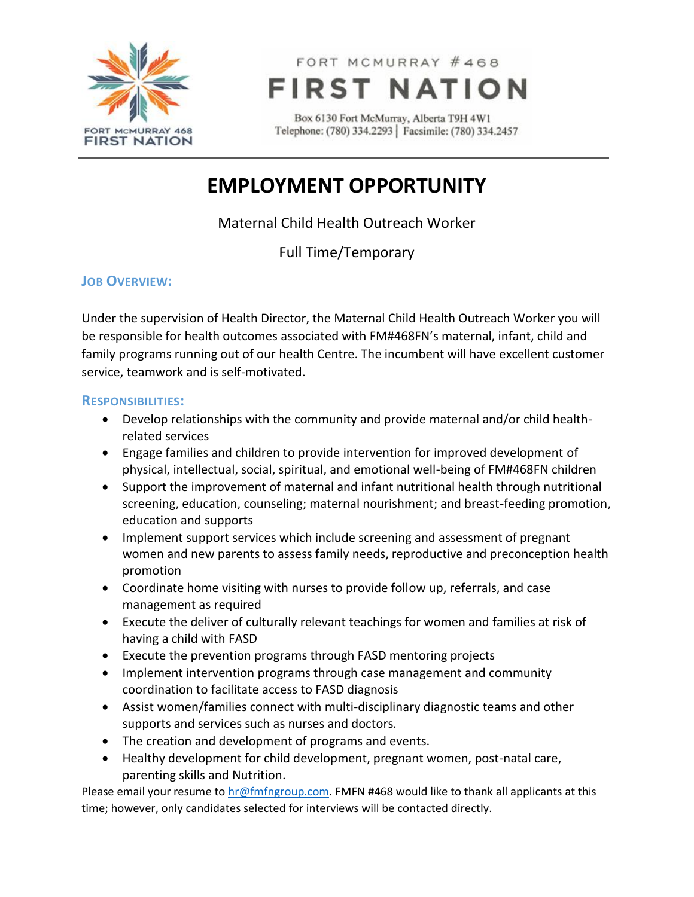FORT McMURRAY 468 FIRST NATION

FORT MCMURRAY #468

# FIRST NATION

Box 6130 Fort McMurray, Alberta T9H 4W1
Telephone: (780) 334.2293 | Facsimile: (780) 334.2457

# EMPLOYMENT OPPORTUNITY

Maternal Child Health Outreach Worker

Full Time/Temporary

## JOB OVERVIEW:

Under the supervision of Health Director, the Maternal Child Health Outreach Worker you will be responsible for health outcomes associated with FM#468FN's maternal, infant, child and family programs running out of our health Centre. The incumbent will have excellent customer service, teamwork and is self-motivated.

## RESPONSIBILITIES:

- Develop relationships with the community and provide maternal and/or child health-related services
- Engage families and children to provide intervention for improved development of physical, intellectual, social, spiritual, and emotional well-being of FM#468FN children
- Support the improvement of maternal and infant nutritional health through nutritional screening, education, counseling; maternal nourishment; and breast-feeding promotion, education and supports
- Implement support services which include screening and assessment of pregnant women and new parents to assess family needs, reproductive and preconception health promotion
- Coordinate home visiting with nurses to provide follow up, referrals, and case management as required
- Execute the deliver of culturally relevant teachings for women and families at risk of having a child with FASD
- Execute the prevention programs through FASD mentoring projects
- Implement intervention programs through case management and community coordination to facilitate access to FASD diagnosis
- Assist women/families connect with multi-disciplinary diagnostic teams and other supports and services such as nurses and doctors.
- The creation and development of programs and events.
- Healthy development for child development, pregnant women, post-natal care, parenting skills and Nutrition.

Please email your resume to hr@fmfngroup.com. FMFN #468 would like to thank all applicants at this time; however, only candidates selected for interviews will be contacted directly.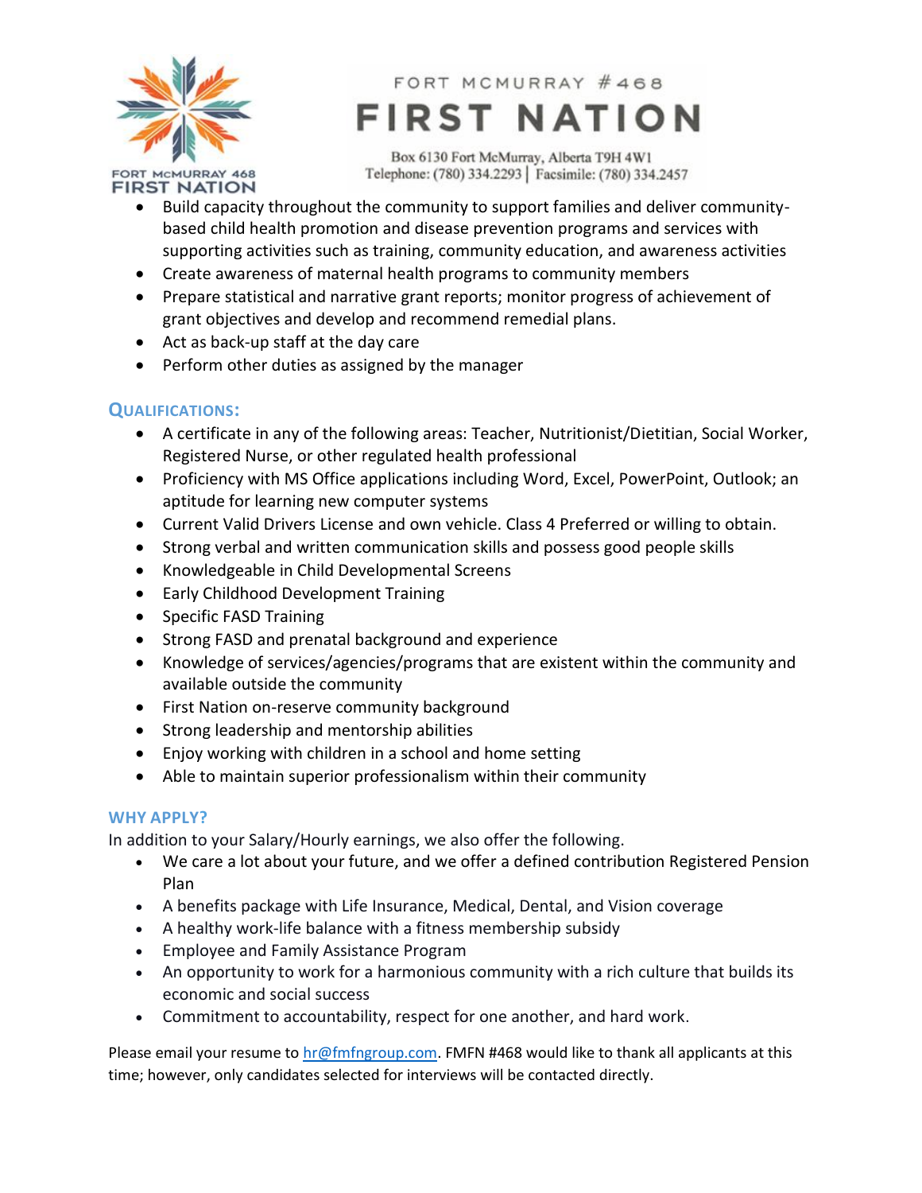- Build capacity throughout the community to support families and deliver community-based child health promotion and disease prevention programs and services with supporting activities such as training, community education, and awareness activities
- Create awareness of maternal health programs to community members
- Prepare statistical and narrative grant reports; monitor progress of achievement of grant objectives and develop and recommend remedial plans.
- Act as back-up staff at the day care
- Perform other duties as assigned by the manager

### QUALIFICATIONS:

- A certificate in any of the following areas: Teacher, Nutritionist/Dietitian, Social Worker, Registered Nurse, or other regulated health professional
- Proficiency with MS Office applications including Word, Excel, PowerPoint, Outlook; an aptitude for learning new computer systems
- Current Valid Drivers License and own vehicle. Class 4 Preferred or willing to obtain.
- Strong verbal and written communication skills and possess good people skills
- Knowledgeable in Child Developmental Screens
- Early Childhood Development Training
- Specific FASD Training
- Strong FASD and prenatal background and experience
- Knowledge of services/agencies/programs that are existent within the community and available outside the community
- First Nation on-reserve community background
- Strong leadership and mentorship abilities
- Enjoy working with children in a school and home setting
- Able to maintain superior professionalism within their community

### WHY APPLY?

In addition to your Salary/Hourly earnings, we also offer the following.

- We care a lot about your future, and we offer a defined contribution Registered Pension Plan
- A benefits package with Life Insurance, Medical, Dental, and Vision coverage
- A healthy work-life balance with a fitness membership subsidy
- Employee and Family Assistance Program
- An opportunity to work for a harmonious community with a rich culture that builds its economic and social success
- Commitment to accountability, respect for one another, and hard work.

Please email your resume to hr@fmfngroup.com. FMFN #468 would like to thank all applicants at this time; however, only candidates selected for interviews will be contacted directly.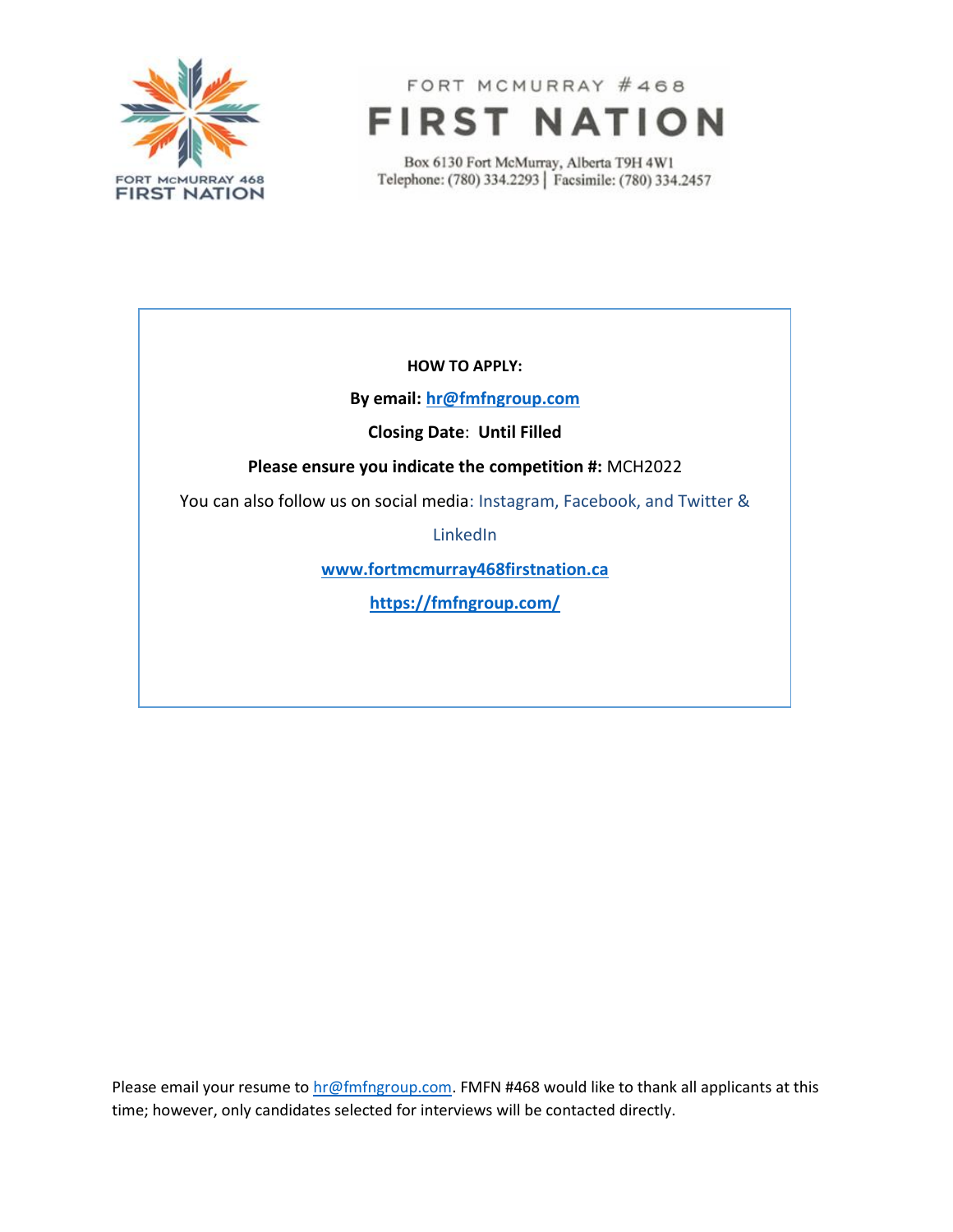FORT MCMURRAY #468

# FIRST NATION

Box 6130 Fort McMurray, Alberta T9H 4W1
Telephone: (780) 334.2293 | Facsimile: (780) 334.2457

**HOW TO APPLY:**

**By email: hr@fmfngroup.com**

**Closing Date**: **Until Filled**

**Please ensure you indicate the competition #:** MCH2022

You can also follow us on social media: Instagram, Facebook, and Twitter & LinkedIn

**www.fortmcmurray468firstnation.ca**

**https://fmfngroup.com/**

Please email your resume to hr@fmfngroup.com. FMFN #468 would like to thank all applicants at this time; however, only candidates selected for interviews will be contacted directly.